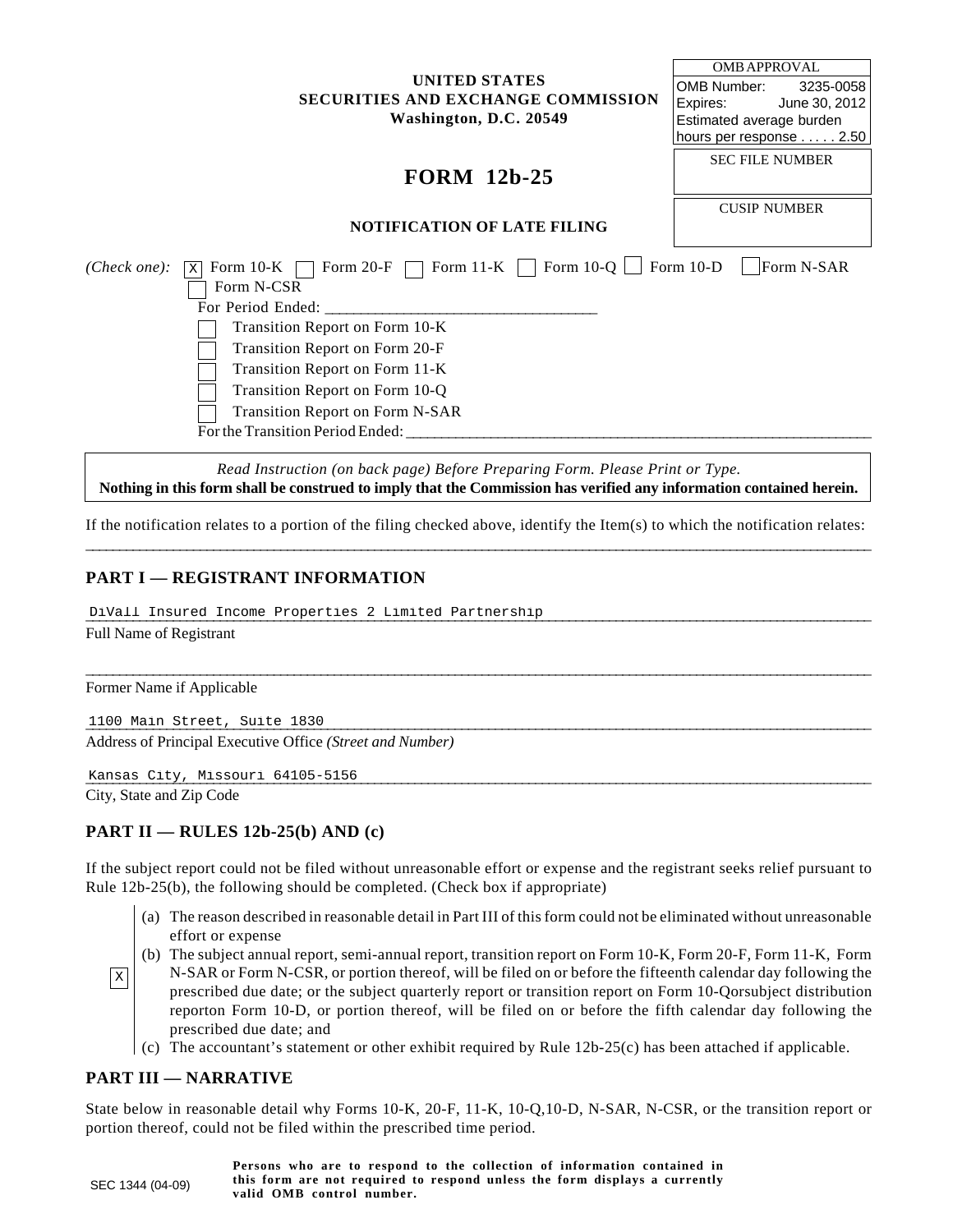| OMB APPROVAL | |
|---|---|
| OMB Number: | 3235-0058 |
| Expires: | June 30, 2012 |
| Estimated average burden hours per response . . . . . 2.50 | |

**UNITED STATES**
**SECURITIES AND EXCHANGE COMMISSION**
**Washington, D.C. 20549**

SEC FILE NUMBER

CUSIP NUMBER

# FORM 12b-25

### NOTIFICATION OF LATE FILING

*(Check one):* [X] Form 10-K [ ] Form 20-F [ ] Form 11-K [ ] Form 10-Q [ ] Form 10-D [ ] Form N-SAR [ ] Form N-CSR

For Period Ended: ________________________________

[ ] Transition Report on Form 10-K
[ ] Transition Report on Form 20-F
[ ] Transition Report on Form 11-K
[ ] Transition Report on Form 10-Q
[ ] Transition Report on Form N-SAR

For the Transition Period Ended: ________________________________

*Read Instruction (on back page) Before Preparing Form. Please Print or Type.*
**Nothing in this form shall be construed to imply that the Commission has verified any information contained herein.**

If the notification relates to a portion of the filing checked above, identify the Item(s) to which the notification relates:

## PART I — REGISTRANT INFORMATION

DiVall Insured Income Properties 2 Limited Partnership
Full Name of Registrant

Former Name if Applicable

1100 Main Street, Suite 1830
Address of Principal Executive Office *(Street and Number)*

Kansas City, Missouri 64105-5156
City, State and Zip Code

## PART II — RULES 12b-25(b) AND (c)

If the subject report could not be filed without unreasonable effort or expense and the registrant seeks relief pursuant to Rule 12b-25(b), the following should be completed. (Check box if appropriate)

[X]

(a) The reason described in reasonable detail in Part III of this form could not be eliminated without unreasonable effort or expense

(b) The subject annual report, semi-annual report, transition report on Form 10-K, Form 20-F, Form 11-K, Form N-SAR or Form N-CSR, or portion thereof, will be filed on or before the fifteenth calendar day following the prescribed due date; or the subject quarterly report or transition report on Form 10-Qorsubject distribution reporton Form 10-D, or portion thereof, will be filed on or before the fifth calendar day following the prescribed due date; and

(c) The accountant's statement or other exhibit required by Rule 12b-25(c) has been attached if applicable.

## PART III — NARRATIVE

State below in reasonable detail why Forms 10-K, 20-F, 11-K, 10-Q,10-D, N-SAR, N-CSR, or the transition report or portion thereof, could not be filed within the prescribed time period.

SEC 1344 (04-09)

**Persons who are to respond to the collection of information contained in this form are not required to respond unless the form displays a currently valid OMB control number.**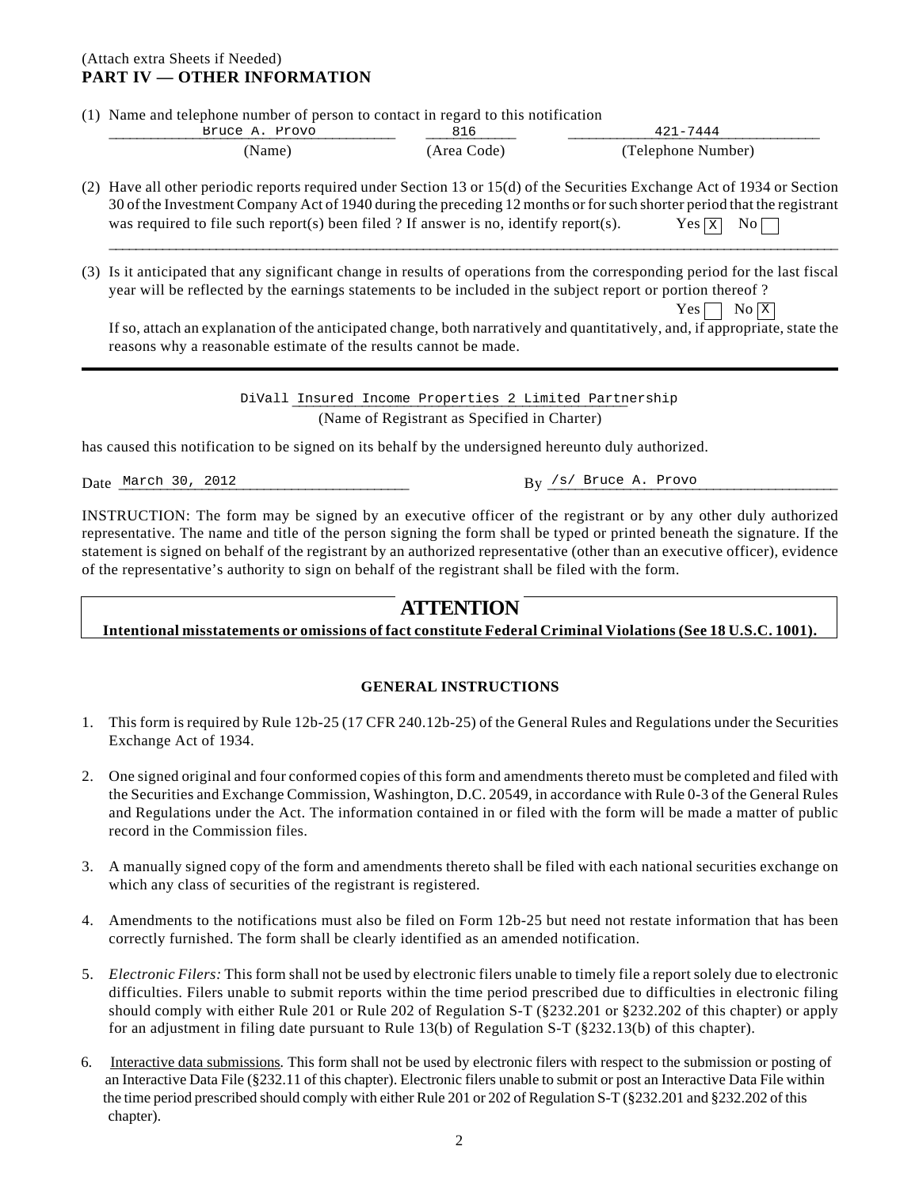(Attach extra Sheets if Needed)

**PART IV — OTHER INFORMATION**

(1) Name and telephone number of person to contact in regard to this notification

| Bruce A. Provo | 816 | 421-7444 |
|---|---|---|
| (Name) | (Area Code) | (Telephone Number) |

(2) Have all other periodic reports required under Section 13 or 15(d) of the Securities Exchange Act of 1934 or Section 30 of the Investment Company Act of 1940 during the preceding 12 months or for such shorter period that the registrant was required to file such report(s) been filed ? If answer is no, identify report(s). Yes [X] No [ ]

(3) Is it anticipated that any significant change in results of operations from the corresponding period for the last fiscal year will be reflected by the earnings statements to be included in the subject report or portion thereof ? Yes [ ] No [X]

If so, attach an explanation of the anticipated change, both narratively and quantitatively, and, if appropriate, state the reasons why a reasonable estimate of the results cannot be made.

---

DiVall Insured Income Properties 2 Limited Partnership
(Name of Registrant as Specified in Charter)

has caused this notification to be signed on its behalf by the undersigned hereunto duly authorized.

Date March 30, 2012 By /s/ Bruce A. Provo

INSTRUCTION: The form may be signed by an executive officer of the registrant or by any other duly authorized representative. The name and title of the person signing the form shall be typed or printed beneath the signature. If the statement is signed on behalf of the registrant by an authorized representative (other than an executive officer), evidence of the representative's authority to sign on behalf of the registrant shall be filed with the form.

## ATTENTION

**Intentional misstatements or omissions of fact constitute Federal Criminal Violations (See 18 U.S.C. 1001).**

### GENERAL INSTRUCTIONS

1. This form is required by Rule 12b-25 (17 CFR 240.12b-25) of the General Rules and Regulations under the Securities Exchange Act of 1934.
2. One signed original and four conformed copies of this form and amendments thereto must be completed and filed with the Securities and Exchange Commission, Washington, D.C. 20549, in accordance with Rule 0-3 of the General Rules and Regulations under the Act. The information contained in or filed with the form will be made a matter of public record in the Commission files.
3. A manually signed copy of the form and amendments thereto shall be filed with each national securities exchange on which any class of securities of the registrant is registered.
4. Amendments to the notifications must also be filed on Form 12b-25 but need not restate information that has been correctly furnished. The form shall be clearly identified as an amended notification.
5. *Electronic Filers:* This form shall not be used by electronic filers unable to timely file a report solely due to electronic difficulties. Filers unable to submit reports within the time period prescribed due to difficulties in electronic filing should comply with either Rule 201 or Rule 202 of Regulation S-T (§232.201 or §232.202 of this chapter) or apply for an adjustment in filing date pursuant to Rule 13(b) of Regulation S-T (§232.13(b) of this chapter).
6. Interactive data submissions. This form shall not be used by electronic filers with respect to the submission or posting of an Interactive Data File (§232.11 of this chapter). Electronic filers unable to submit or post an Interactive Data File within the time period prescribed should comply with either Rule 201 or 202 of Regulation S-T (§232.201 and §232.202 of this chapter).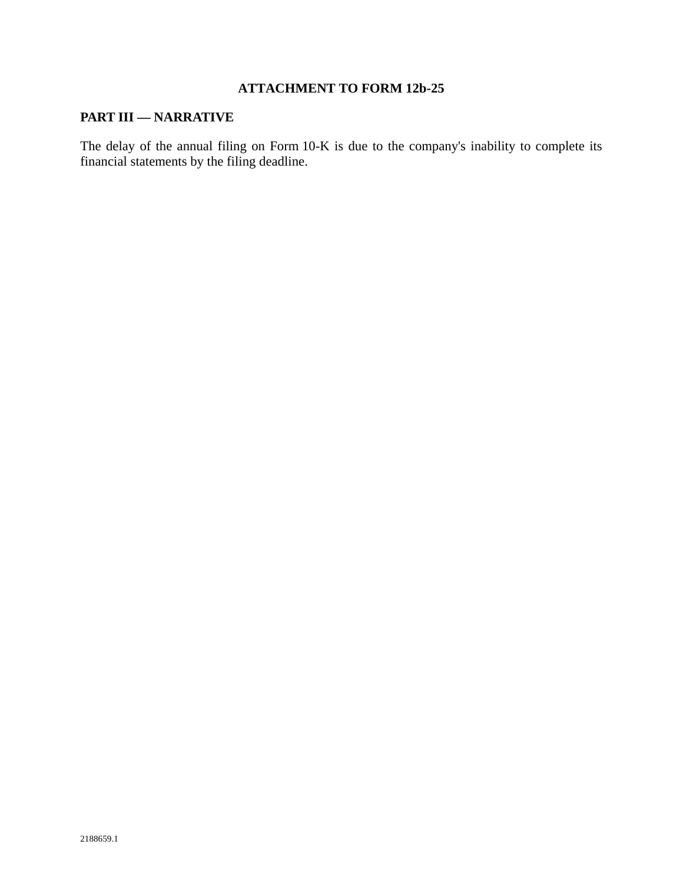# ATTACHMENT TO FORM 12b-25

## PART III — NARRATIVE

The delay of the annual filing on Form 10-K is due to the company's inability to complete its financial statements by the filing deadline.

2188659.1